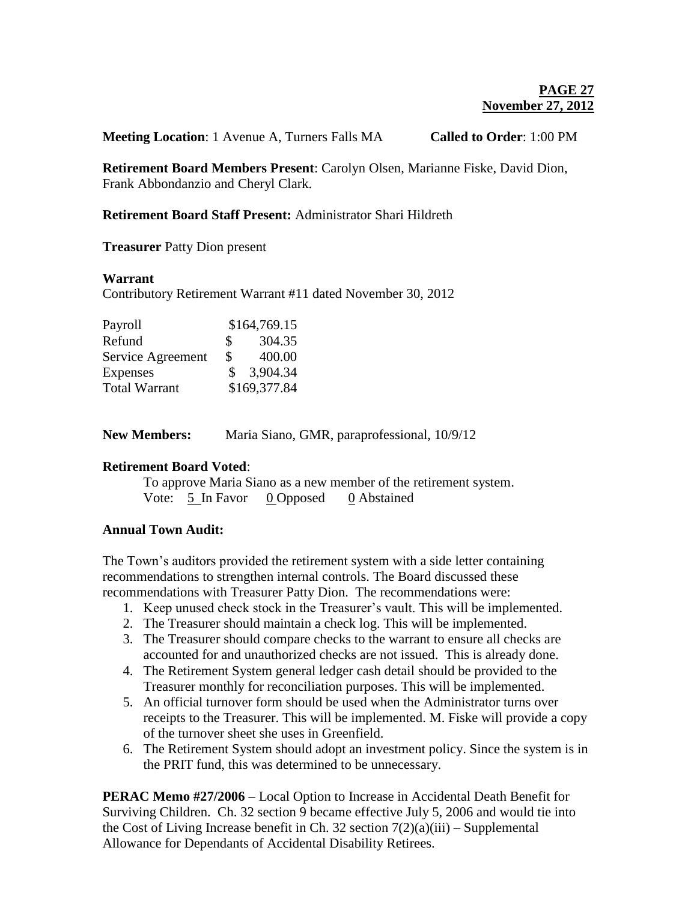**PAGE 27**
**November 27, 2012**

**Meeting Location**: 1 Avenue A, Turners Falls MA **Called to Order**: 1:00 PM

**Retirement Board Members Present**: Carolyn Olsen, Marianne Fiske, David Dion, Frank Abbondanzio and Cheryl Clark.

**Retirement Board Staff Present:** Administrator Shari Hildreth

**Treasurer** Patty Dion present

**Warrant**

Contributory Retirement Warrant #11 dated November 30, 2012

| | |
|---|---|
| Payroll | $164,769.15 |
| Refund | $ 304.35 |
| Service Agreement | $ 400.00 |
| Expenses | $ 3,904.34 |
| Total Warrant | $169,377.84 |

**New Members:** Maria Siano, GMR, paraprofessional, 10/9/12

**Retirement Board Voted**:

To approve Maria Siano as a new member of the retirement system.
Vote: 5 In Favor 0 Opposed 0 Abstained

**Annual Town Audit:**

The Town's auditors provided the retirement system with a side letter containing recommendations to strengthen internal controls. The Board discussed these recommendations with Treasurer Patty Dion. The recommendations were:

1. Keep unused check stock in the Treasurer's vault. This will be implemented.
2. The Treasurer should maintain a check log. This will be implemented.
3. The Treasurer should compare checks to the warrant to ensure all checks are accounted for and unauthorized checks are not issued. This is already done.
4. The Retirement System general ledger cash detail should be provided to the Treasurer monthly for reconciliation purposes. This will be implemented.
5. An official turnover form should be used when the Administrator turns over receipts to the Treasurer. This will be implemented. M. Fiske will provide a copy of the turnover sheet she uses in Greenfield.
6. The Retirement System should adopt an investment policy. Since the system is in the PRIT fund, this was determined to be unnecessary.

**PERAC Memo #27/2006** – Local Option to Increase in Accidental Death Benefit for Surviving Children. Ch. 32 section 9 became effective July 5, 2006 and would tie into the Cost of Living Increase benefit in Ch. 32 section 7(2)(a)(iii) – Supplemental Allowance for Dependants of Accidental Disability Retirees.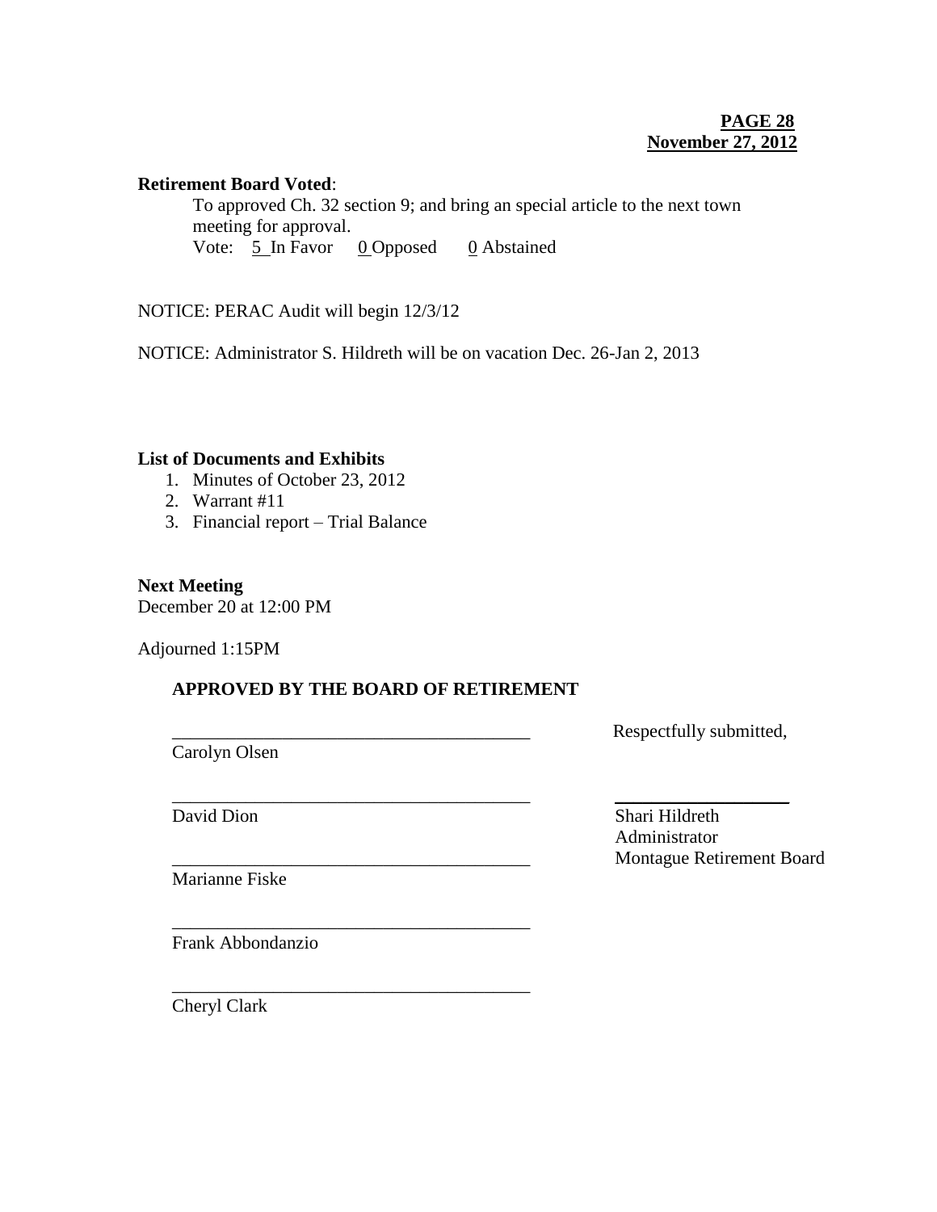**Retirement Board Voted**:

To approved Ch. 32 section 9; and bring an special article to the next town meeting for approval.

Vote: 5 In Favor 0 Opposed 0 Abstained

NOTICE: PERAC Audit will begin 12/3/12

NOTICE: Administrator S. Hildreth will be on vacation Dec. 26-Jan 2, 2013

**List of Documents and Exhibits**

1. Minutes of October 23, 2012
2. Warrant #11
3. Financial report – Trial Balance

**Next Meeting**

December 20 at 12:00 PM

Adjourned 1:15PM

**APPROVED BY THE BOARD OF RETIREMENT**

\_\_\_\_\_\_\_\_\_\_\_\_\_\_\_\_\_\_\_\_\_\_\_\_\_\_\_\_\_\_\_\_\_\_\_\_\_\_
Carolyn Olsen

\_\_\_\_\_\_\_\_\_\_\_\_\_\_\_\_\_\_\_\_\_\_\_\_\_\_\_\_\_\_\_\_\_\_\_\_\_\_
David Dion

\_\_\_\_\_\_\_\_\_\_\_\_\_\_\_\_\_\_\_\_\_\_\_\_\_\_\_\_\_\_\_\_\_\_\_\_\_\_
Marianne Fiske

\_\_\_\_\_\_\_\_\_\_\_\_\_\_\_\_\_\_\_\_\_\_\_\_\_\_\_\_\_\_\_\_\_\_\_\_\_\_
Frank Abbondanzio

\_\_\_\_\_\_\_\_\_\_\_\_\_\_\_\_\_\_\_\_\_\_\_\_\_\_\_\_\_\_\_\_\_\_\_\_\_\_
Cheryl Clark

Respectfully submitted,

\_\_\_\_\_\_\_\_\_\_\_\_\_\_\_\_\_\_\_\_
Shari Hildreth
Administrator
Montague Retirement Board